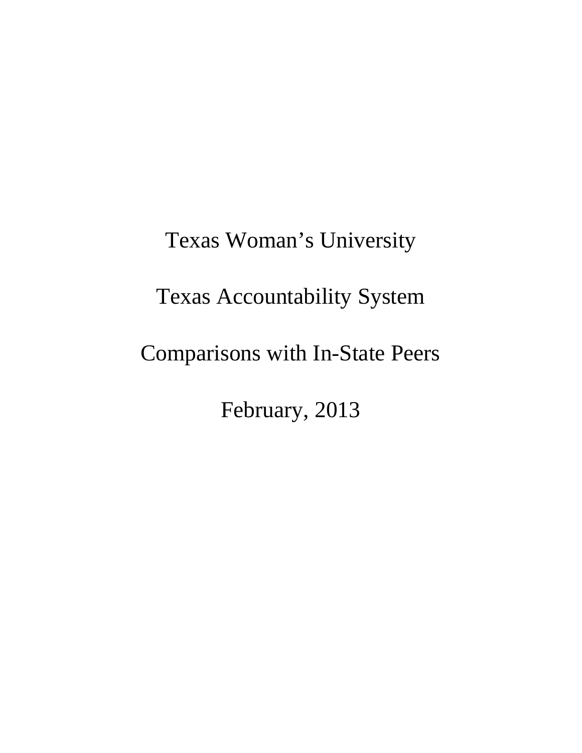# Texas Woman's University

# Texas Accountability System

# Comparisons with In-State Peers

# February, 2013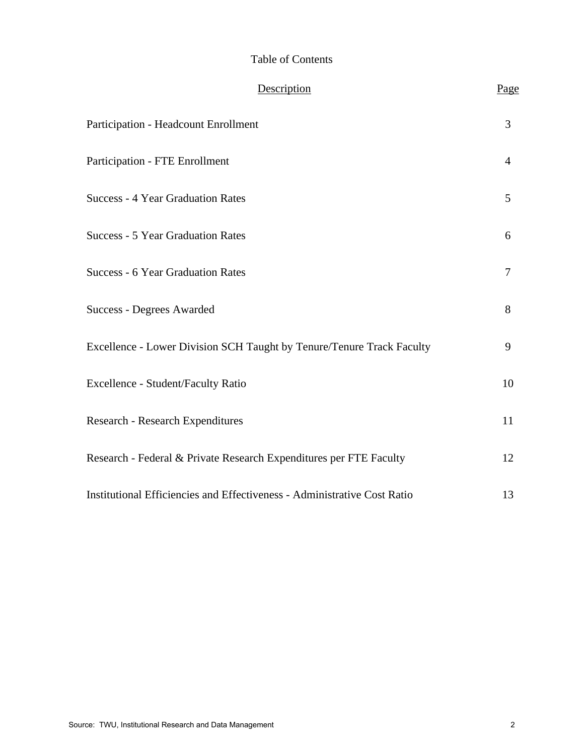# Table of Contents

| Description | Page |
|---|---|
| Participation - Headcount Enrollment | 3 |
| Participation - FTE Enrollment | 4 |
| Success - 4 Year Graduation Rates | 5 |
| Success - 5 Year Graduation Rates | 6 |
| Success - 6 Year Graduation Rates | 7 |
| Success - Degrees Awarded | 8 |
| Excellence - Lower Division SCH Taught by Tenure/Tenure Track Faculty | 9 |
| Excellence - Student/Faculty Ratio | 10 |
| Research - Research Expenditures | 11 |
| Research - Federal & Private Research Expenditures per FTE Faculty | 12 |
| Institutional Efficiencies and Effectiveness - Administrative Cost Ratio | 13 |

Source: TWU, Institutional Research and Data Management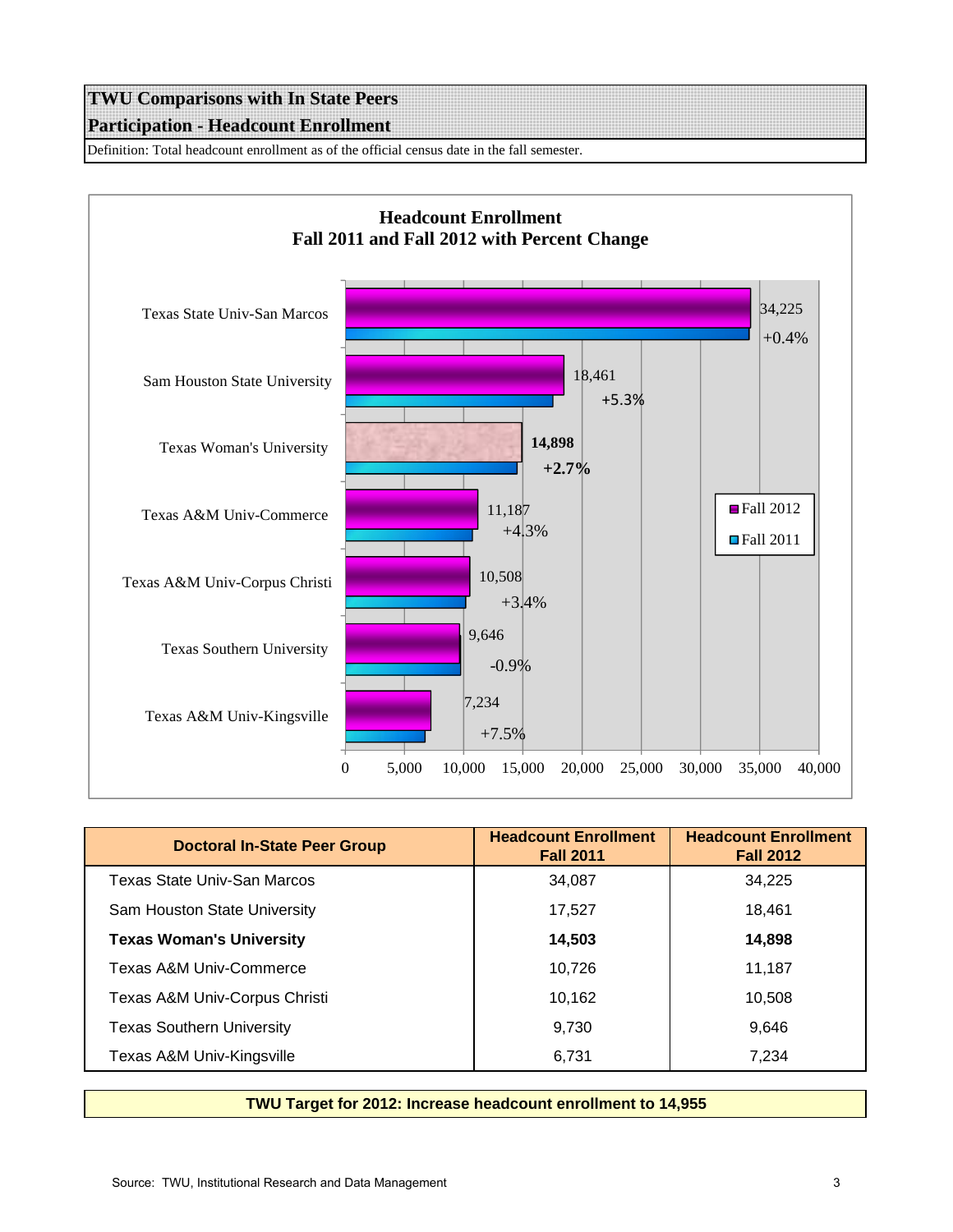## TWU Comparisons with In State Peers
## Participation - Headcount Enrollment

Definition: Total headcount enrollment as of the official census date in the fall semester.

**Headcount Enrollment**
**Fall 2011 and Fall 2012 with Percent Change**

| Institution | Fall 2012 | Percent Change |
|---|---|---|
| Texas State Univ-San Marcos | 34,225 | +0.4% |
| Sam Houston State University | 18,461 | +5.3% |
| Texas Woman's University | **14,898** | **+2.7%** |
| Texas A&M Univ-Commerce | 11,187 | +4.3% |
| Texas A&M Univ-Corpus Christi | 10,508 | +3.4% |
| Texas Southern University | 9,646 | -0.9% |
| Texas A&M Univ-Kingsville | 7,234 | +7.5% |

| Doctoral In-State Peer Group | Headcount Enrollment Fall 2011 | Headcount Enrollment Fall 2012 |
|---|---|---|
| Texas State Univ-San Marcos | 34,087 | 34,225 |
| Sam Houston State University | 17,527 | 18,461 |
| **Texas Woman's University** | **14,503** | **14,898** |
| Texas A&M Univ-Commerce | 10,726 | 11,187 |
| Texas A&M Univ-Corpus Christi | 10,162 | 10,508 |
| Texas Southern University | 9,730 | 9,646 |
| Texas A&M Univ-Kingsville | 6,731 | 7,234 |

**TWU Target for 2012: Increase headcount enrollment to 14,955**

Source: TWU, Institutional Research and Data Management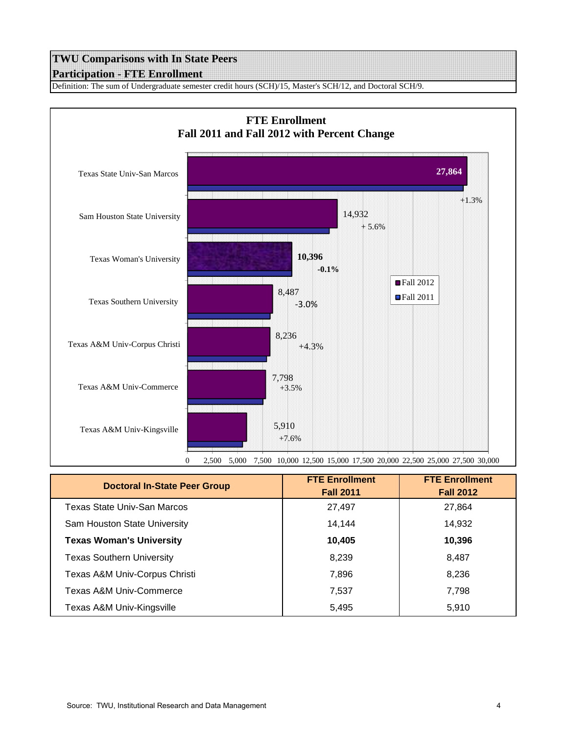# TWU Comparisons with In State Peers

## Participation - FTE Enrollment

Definition: The sum of Undergraduate semester credit hours (SCH)/15, Master's SCH/12, and Doctoral SCH/9.

**FTE Enrollment**
**Fall 2011 and Fall 2012 with Percent Change**

| Institution | Fall 2012 | Percent Change |
|---|---|---|
| Texas State Univ-San Marcos | 27,864 | +1.3% |
| Sam Houston State University | 14,932 | + 5.6% |
| Texas Woman's University | 10,396 | -0.1% |
| Texas Southern University | 8,487 | -3.0% |
| Texas A&M Univ-Corpus Christi | 8,236 | +4.3% |
| Texas A&M Univ-Commerce | 7,798 | +3.5% |
| Texas A&M Univ-Kingsville | 5,910 | +7.6% |

| Doctoral In-State Peer Group | FTE Enrollment Fall 2011 | FTE Enrollment Fall 2012 |
|---|---|---|
| Texas State Univ-San Marcos | 27,497 | 27,864 |
| Sam Houston State University | 14,144 | 14,932 |
| **Texas Woman's University** | **10,405** | **10,396** |
| Texas Southern University | 8,239 | 8,487 |
| Texas A&M Univ-Corpus Christi | 7,896 | 8,236 |
| Texas A&M Univ-Commerce | 7,537 | 7,798 |
| Texas A&M Univ-Kingsville | 5,495 | 5,910 |

Source: TWU, Institutional Research and Data Management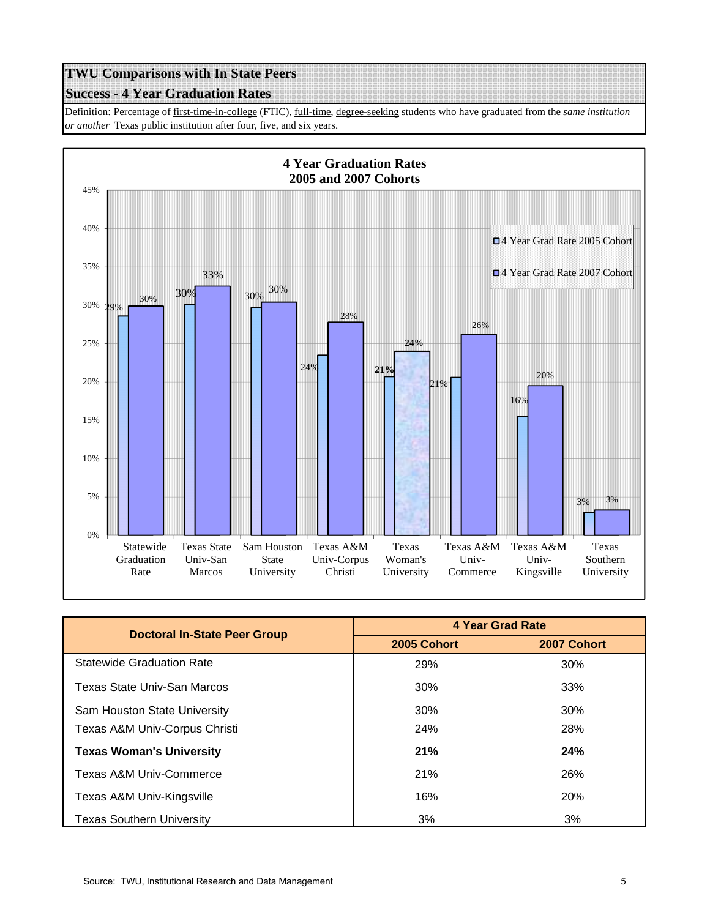## TWU Comparisons with In State Peers

### Success - 4 Year Graduation Rates

Definition: Percentage of first-time-in-college (FTIC), full-time, degree-seeking students who have graduated from the *same institution or another* Texas public institution after four, five, and six years.

**4 Year Graduation Rates**
**2005 and 2007 Cohorts**

| Institution | 4 Year Grad Rate 2005 Cohort | 4 Year Grad Rate 2007 Cohort |
|---|---|---|
| Statewide Graduation Rate | 29% | 30% |
| Texas State Univ-San Marcos | 30% | 33% |
| Sam Houston State University | 30% | 30% |
| Texas A&M Univ-Corpus Christi | 24% | 28% |
| Texas Woman's University | 21% | 24% |
| Texas A&M Univ-Commerce | 21% | 26% |
| Texas A&M Univ-Kingsville | 16% | 20% |
| Texas Southern University | 3% | 3% |

| Doctoral In-State Peer Group | 4 Year Grad Rate | |
|---|---|---|
| | 2005 Cohort | 2007 Cohort |
| Statewide Graduation Rate | 29% | 30% |
| Texas State Univ-San Marcos | 30% | 33% |
| Sam Houston State University | 30% | 30% |
| Texas A&M Univ-Corpus Christi | 24% | 28% |
| **Texas Woman's University** | **21%** | **24%** |
| Texas A&M Univ-Commerce | 21% | 26% |
| Texas A&M Univ-Kingsville | 16% | 20% |
| Texas Southern University | 3% | 3% |

Source: TWU, Institutional Research and Data Management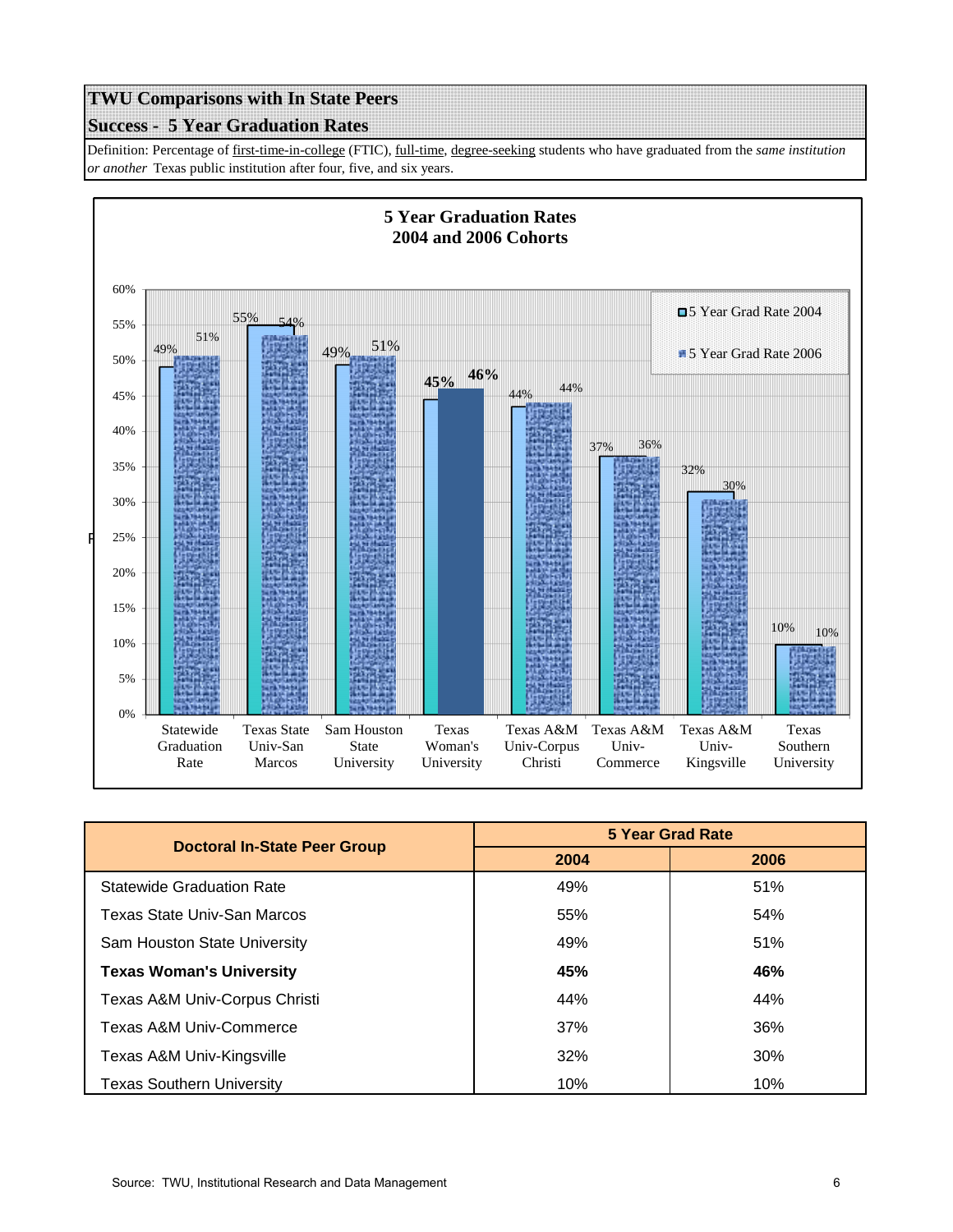## TWU Comparisons with In State Peers

## Success - 5 Year Graduation Rates

Definition: Percentage of first-time-in-college (FTIC), full-time, degree-seeking students who have graduated from the *same institution or another* Texas public institution after four, five, and six years.

**5 Year Graduation Rates**
**2004 and 2006 Cohorts**

| | 5 Year Grad Rate 2004 | 5 Year Grad Rate 2006 |
|---|---|---|
| Statewide Graduation Rate | 49% | 51% |
| Texas State Univ-San Marcos | 55% | 54% |
| Sam Houston State University | 49% | 51% |
| Texas Woman's University | 45% | 46% |
| Texas A&M Univ-Corpus Christi | 44% | 44% |
| Texas A&M Univ-Commerce | 37% | 36% |
| Texas A&M Univ-Kingsville | 32% | 30% |
| Texas Southern University | 10% | 10% |

| Doctoral In-State Peer Group | 5 Year Grad Rate | |
|---|---|---|
| | 2004 | 2006 |
| Statewide Graduation Rate | 49% | 51% |
| Texas State Univ-San Marcos | 55% | 54% |
| Sam Houston State University | 49% | 51% |
| **Texas Woman's University** | **45%** | **46%** |
| Texas A&M Univ-Corpus Christi | 44% | 44% |
| Texas A&M Univ-Commerce | 37% | 36% |
| Texas A&M Univ-Kingsville | 32% | 30% |
| Texas Southern University | 10% | 10% |

Source: TWU, Institutional Research and Data Management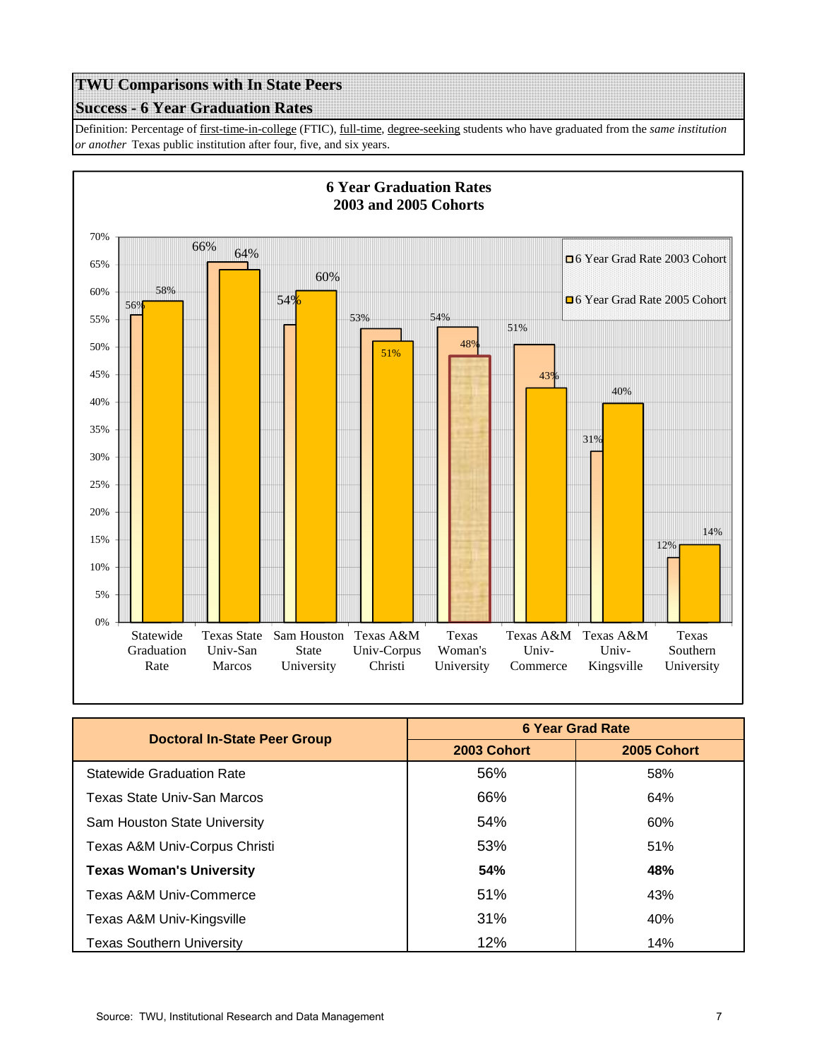## TWU Comparisons with In State Peers

### Success - 6 Year Graduation Rates

Definition: Percentage of first-time-in-college (FTIC), full-time, degree-seeking students who have graduated from the *same institution or another* Texas public institution after four, five, and six years.

**6 Year Graduation Rates**
**2003 and 2005 Cohorts**

| Institution | 6 Year Grad Rate 2003 Cohort | 6 Year Grad Rate 2005 Cohort |
|---|---|---|
| Statewide Graduation Rate | 56% | 58% |
| Texas State Univ-San Marcos | 66% | 64% |
| Sam Houston State University | 54% | 60% |
| Texas A&M Univ-Corpus Christi | 53% | 51% |
| Texas Woman's University | 54% | 48% |
| Texas A&M Univ-Commerce | 51% | 43% |
| Texas A&M Univ-Kingsville | 31% | 40% |
| Texas Southern University | 12% | 14% |

| Doctoral In-State Peer Group | 6 Year Grad Rate | |
|---|---|---|
| | 2003 Cohort | 2005 Cohort |
| Statewide Graduation Rate | 56% | 58% |
| Texas State Univ-San Marcos | 66% | 64% |
| Sam Houston State University | 54% | 60% |
| Texas A&M Univ-Corpus Christi | 53% | 51% |
| **Texas Woman's University** | **54%** | **48%** |
| Texas A&M Univ-Commerce | 51% | 43% |
| Texas A&M Univ-Kingsville | 31% | 40% |
| Texas Southern University | 12% | 14% |

Source: TWU, Institutional Research and Data Management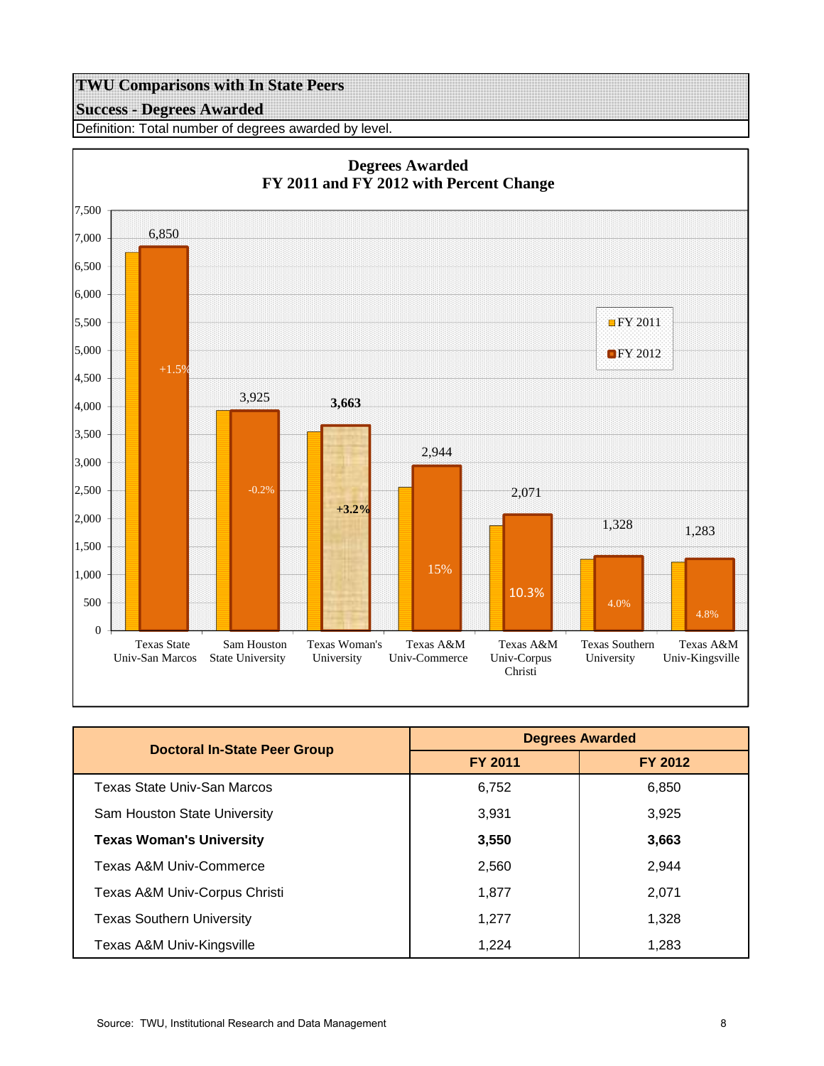# TWU Comparisons with In State Peers

## Success - Degrees Awarded

Definition: Total number of degrees awarded by level.

**Degrees Awarded**
**FY 2011 and FY 2012 with Percent Change**

| Institution | FY 2012 | Percent Change |
|---|---|---|
| Texas State Univ-San Marcos | 6,850 | +1.5% |
| Sam Houston State University | 3,925 | -0.2% |
| Texas Woman's University | 3,663 | +3.2% |
| Texas A&M Univ-Commerce | 2,944 | 15% |
| Texas A&M Univ-Corpus Christi | 2,071 | 10.3% |
| Texas Southern University | 1,328 | 4.0% |
| Texas A&M Univ-Kingsville | 1,283 | 4.8% |

| Doctoral In-State Peer Group | Degrees Awarded | |
|---|---|---|
| | FY 2011 | FY 2012 |
| Texas State Univ-San Marcos | 6,752 | 6,850 |
| Sam Houston State University | 3,931 | 3,925 |
| **Texas Woman's University** | **3,550** | **3,663** |
| Texas A&M Univ-Commerce | 2,560 | 2,944 |
| Texas A&M Univ-Corpus Christi | 1,877 | 2,071 |
| Texas Southern University | 1,277 | 1,328 |
| Texas A&M Univ-Kingsville | 1,224 | 1,283 |

Source: TWU, Institutional Research and Data Management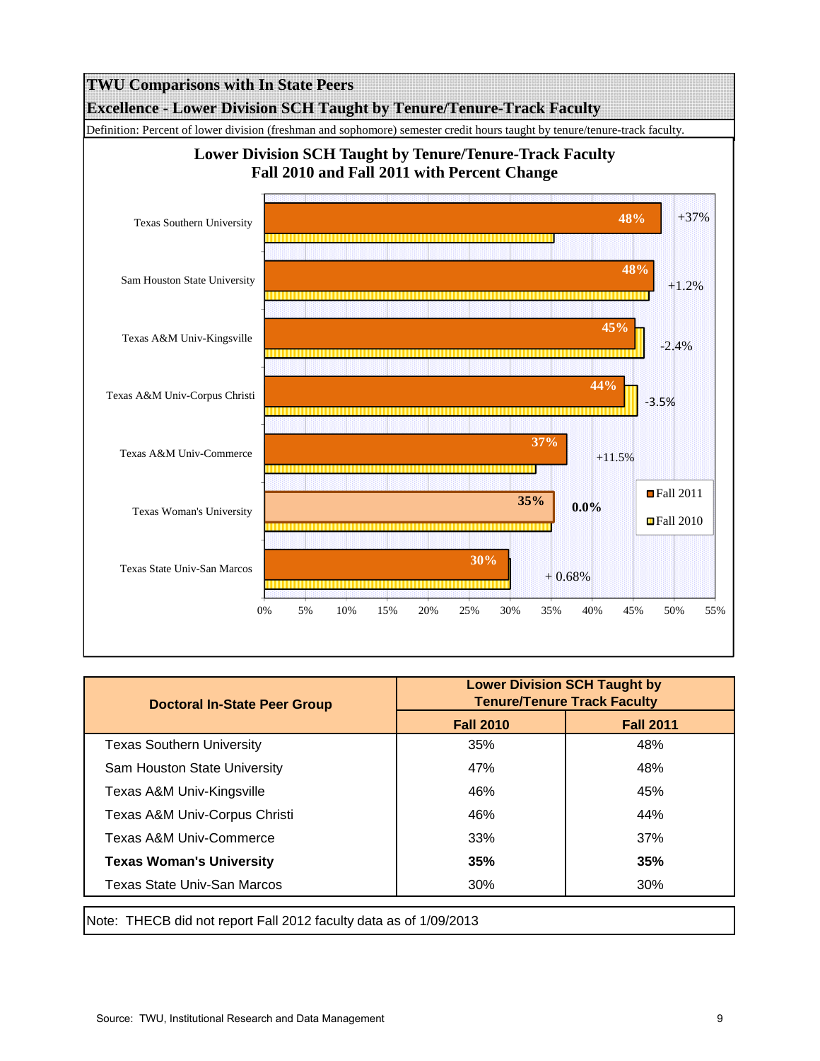# TWU Comparisons with In State Peers

## Excellence - Lower Division SCH Taught by Tenure/Tenure-Track Faculty

Definition: Percent of lower division (freshman and sophomore) semester credit hours taught by tenure/tenure-track faculty.

### Lower Division SCH Taught by Tenure/Tenure-Track Faculty
### Fall 2010 and Fall 2011 with Percent Change

| Institution | Fall 2011 | Percent Change |
|---|---|---|
| Texas Southern University | 48% | +37% |
| Sam Houston State University | 48% | +1.2% |
| Texas A&M Univ-Kingsville | 45% | -2.4% |
| Texas A&M Univ-Corpus Christi | 44% | -3.5% |
| Texas A&M Univ-Commerce | 37% | +11.5% |
| Texas Woman's University | 35% | 0.0% |
| Texas State Univ-San Marcos | 30% | + 0.68% |

| Doctoral In-State Peer Group | Lower Division SCH Taught by Tenure/Tenure Track Faculty | |
|---|---|---|
| | Fall 2010 | Fall 2011 |
| Texas Southern University | 35% | 48% |
| Sam Houston State University | 47% | 48% |
| Texas A&M Univ-Kingsville | 46% | 45% |
| Texas A&M Univ-Corpus Christi | 46% | 44% |
| Texas A&M Univ-Commerce | 33% | 37% |
| **Texas Woman's University** | **35%** | **35%** |
| Texas State Univ-San Marcos | 30% | 30% |

Note: THECB did not report Fall 2012 faculty data as of 1/09/2013

Source: TWU, Institutional Research and Data Management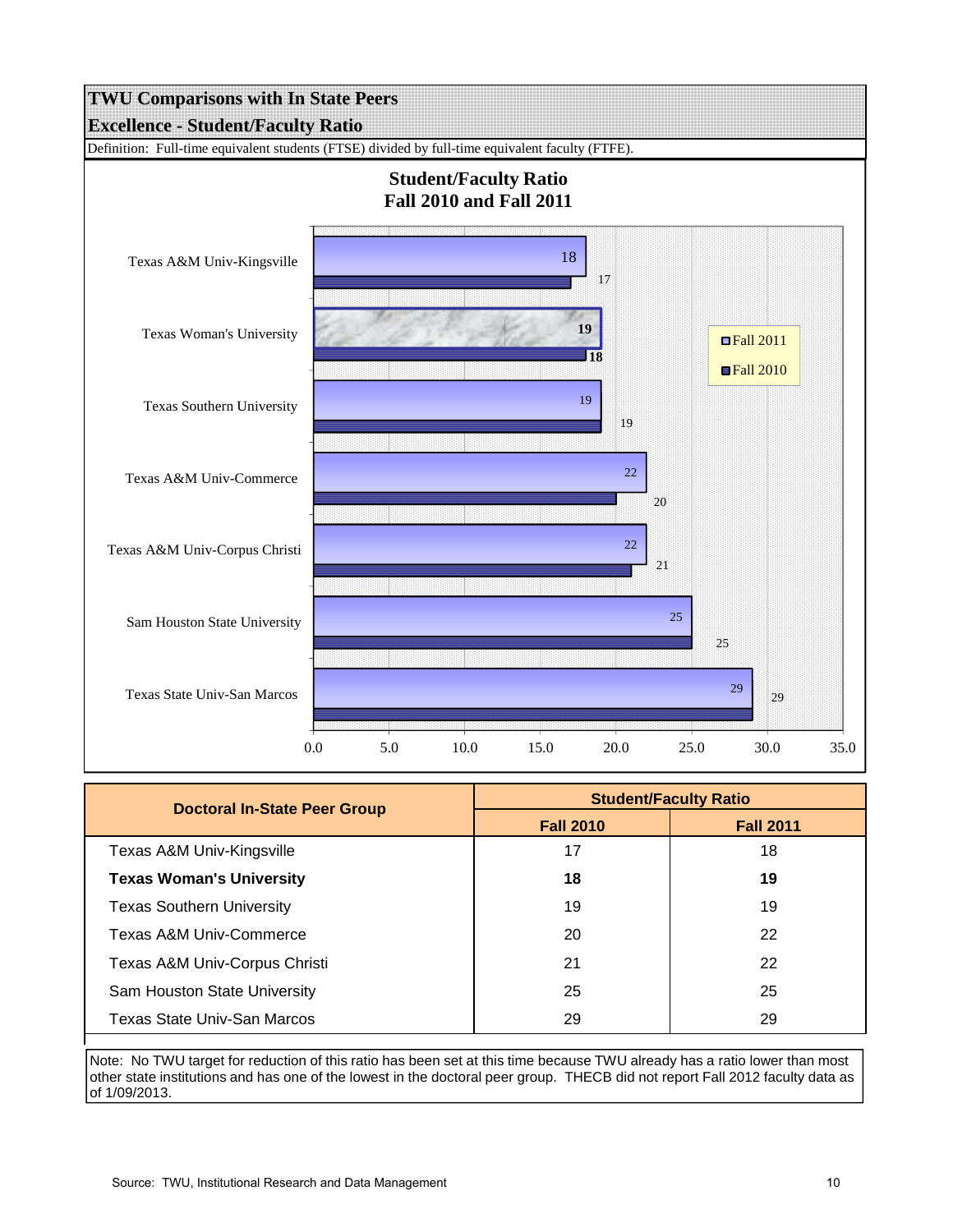# TWU Comparisons with In State Peers

## Excellence - Student/Faculty Ratio

Definition: Full-time equivalent students (FTSE) divided by full-time equivalent faculty (FTFE).

**Student/Faculty Ratio**
**Fall 2010 and Fall 2011**

| Institution | Fall 2011 | Fall 2010 |
|---|---|---|
| Texas A&M Univ-Kingsville | 18 | 17 |
| Texas Woman's University | 19 | 18 |
| Texas Southern University | 19 | 19 |
| Texas A&M Univ-Commerce | 22 | 20 |
| Texas A&M Univ-Corpus Christi | 22 | 21 |
| Sam Houston State University | 25 | 25 |
| Texas State Univ-San Marcos | 29 | 29 |

| Doctoral In-State Peer Group | Student/Faculty Ratio | |
|---|---|---|
| | Fall 2010 | Fall 2011 |
| Texas A&M Univ-Kingsville | 17 | 18 |
| **Texas Woman's University** | **18** | **19** |
| Texas Southern University | 19 | 19 |
| Texas A&M Univ-Commerce | 20 | 22 |
| Texas A&M Univ-Corpus Christi | 21 | 22 |
| Sam Houston State University | 25 | 25 |
| Texas State Univ-San Marcos | 29 | 29 |

Note: No TWU target for reduction of this ratio has been set at this time because TWU already has a ratio lower than most other state institutions and has one of the lowest in the doctoral peer group. THECB did not report Fall 2012 faculty data as of 1/09/2013.

Source: TWU, Institutional Research and Data Management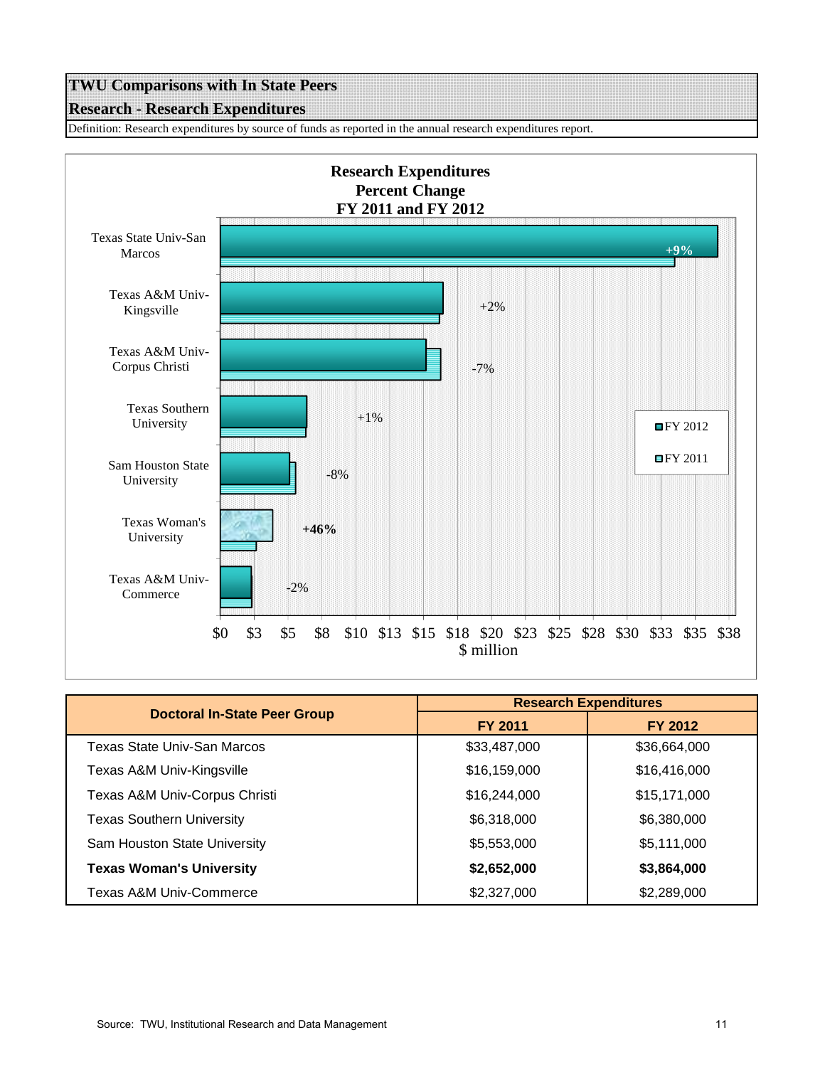## TWU Comparisons with In State Peers

## Research - Research Expenditures

Definition: Research expenditures by source of funds as reported in the annual research expenditures report.

**Research Expenditures Percent Change FY 2011 and FY 2012**

| Institution | Percent Change |
|---|---|
| Texas State Univ-San Marcos | +9% |
| Texas A&M Univ-Kingsville | +2% |
| Texas A&M Univ-Corpus Christi | -7% |
| Texas Southern University | +1% |
| Sam Houston State University | -8% |
| Texas Woman's University | +46% |
| Texas A&M Univ-Commerce | -2% |

$ million

| Doctoral In-State Peer Group | Research Expenditures | |
|---|---|---|
| | FY 2011 | FY 2012 |
| Texas State Univ-San Marcos | $33,487,000 | $36,664,000 |
| Texas A&M Univ-Kingsville | $16,159,000 | $16,416,000 |
| Texas A&M Univ-Corpus Christi | $16,244,000 | $15,171,000 |
| Texas Southern University | $6,318,000 | $6,380,000 |
| Sam Houston State University | $5,553,000 | $5,111,000 |
| **Texas Woman's University** | **$2,652,000** | **$3,864,000** |
| Texas A&M Univ-Commerce | $2,327,000 | $2,289,000 |

Source: TWU, Institutional Research and Data Management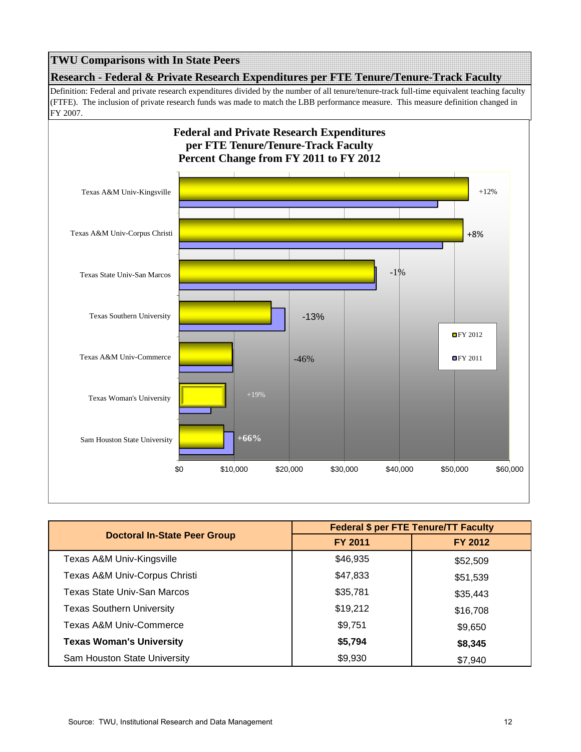# TWU Comparisons with In State Peers

## Research - Federal & Private Research Expenditures per FTE Tenure/Tenure-Track Faculty

Definition: Federal and private research expenditures divided by the number of all tenure/tenure-track full-time equivalent teaching faculty (FTFE). The inclusion of private research funds was made to match the LBB performance measure. This measure definition changed in FY 2007.

**Federal and Private Research Expenditures per FTE Tenure/Tenure-Track Faculty Percent Change from FY 2011 to FY 2012**

| Institution | Percent Change |
|---|---|
| Texas A&M Univ-Kingsville | +12% |
| Texas A&M Univ-Corpus Christi | +8% |
| Texas State Univ-San Marcos | -1% |
| Texas Southern University | -13% |
| Texas A&M Univ-Commerce | -46% |
| Texas Woman's University | +19% |
| Sam Houston State University | +66% |

| Doctoral In-State Peer Group | Federal $ per FTE Tenure/TT Faculty | |
|---|---|---|
| | FY 2011 | FY 2012 |
| Texas A&M Univ-Kingsville | $46,935 | $52,509 |
| Texas A&M Univ-Corpus Christi | $47,833 | $51,539 |
| Texas State Univ-San Marcos | $35,781 | $35,443 |
| Texas Southern University | $19,212 | $16,708 |
| Texas A&M Univ-Commerce | $9,751 | $9,650 |
| **Texas Woman's University** | **$5,794** | **$8,345** |
| Sam Houston State University | $9,930 | $7,940 |

Source: TWU, Institutional Research and Data Management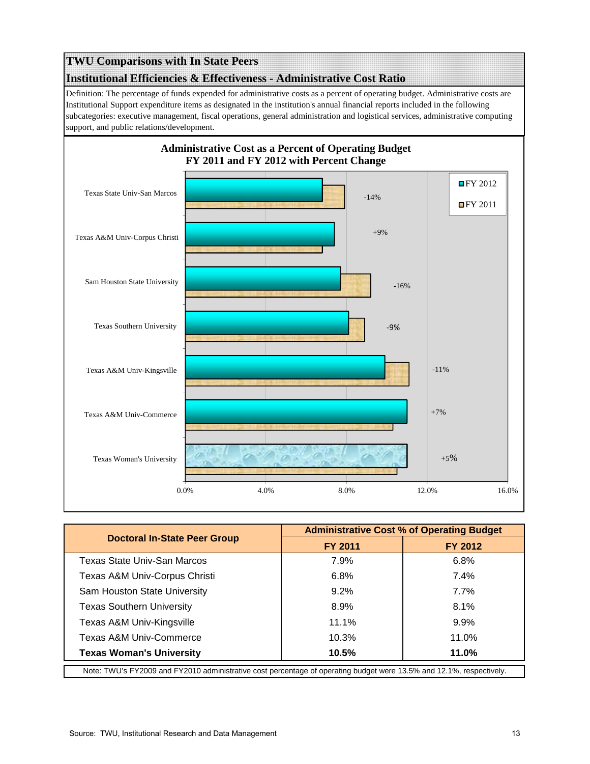## TWU Comparisons with In State Peers

## Institutional Efficiencies & Effectiveness - Administrative Cost Ratio

Definition: The percentage of funds expended for administrative costs as a percent of operating budget. Administrative costs are Institutional Support expenditure items as designated in the institution's annual financial reports included in the following subcategories: executive management, fiscal operations, general administration and logistical services, administrative computing support, and public relations/development.

**Administrative Cost as a Percent of Operating Budget**
**FY 2011 and FY 2012 with Percent Change**

FY 2012
FY 2011

Texas State Univ-San Marcos -14%
Texas A&M Univ-Corpus Christi +9%
Sam Houston State University -16%
Texas Southern University -9%
Texas A&M Univ-Kingsville -11%
Texas A&M Univ-Commerce +7%
Texas Woman's University +5%

0.0% 4.0% 8.0% 12.0% 16.0%

| Doctoral In-State Peer Group | Administrative Cost % of Operating Budget | |
|---|---|---|
| | FY 2011 | FY 2012 |
| Texas State Univ-San Marcos | 7.9% | 6.8% |
| Texas A&M Univ-Corpus Christi | 6.8% | 7.4% |
| Sam Houston State University | 9.2% | 7.7% |
| Texas Southern University | 8.9% | 8.1% |
| Texas A&M Univ-Kingsville | 11.1% | 9.9% |
| Texas A&M Univ-Commerce | 10.3% | 11.0% |
| **Texas Woman's University** | **10.5%** | **11.0%** |

Note: TWU's FY2009 and FY2010 administrative cost percentage of operating budget were 13.5% and 12.1%, respectively.

Source: TWU, Institutional Research and Data Management